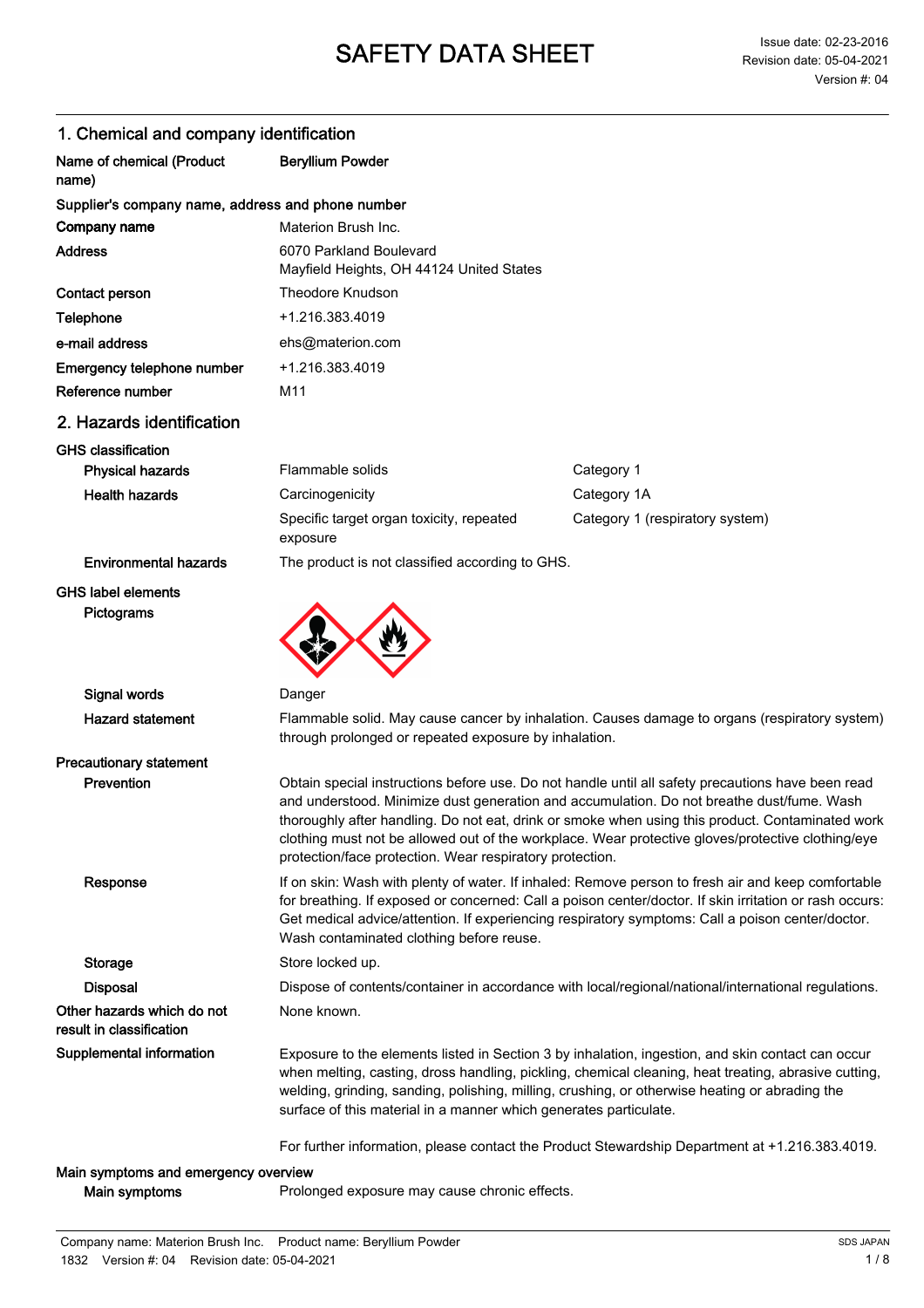# SAFETY DATA SHEET

Issue date: 02-23-2016
Revision date: 05-04-2021
Version #: 04

## 1. Chemical and company identification

| | |
|---|---|
| **Name of chemical (Product name)** | **Beryllium Powder** |

**Supplier's company name, address and phone number**

| | |
|---|---|
| **Company name** | Materion Brush Inc. |
| **Address** | 6070 Parkland Boulevard<br>Mayfield Heights, OH 44124 United States |
| **Contact person** | Theodore Knudson |
| **Telephone** | +1.216.383.4019 |
| **e-mail address** | ehs@materion.com |
| **Emergency telephone number** | +1.216.383.4019 |
| **Reference number** | M11 |

## 2. Hazards identification

**GHS classification**

| | | |
|---|---|---|
| **Physical hazards** | Flammable solids | Category 1 |
| **Health hazards** | Carcinogenicity | Category 1A |
| | Specific target organ toxicity, repeated exposure | Category 1 (respiratory system) |
| **Environmental hazards** | The product is not classified according to GHS. | |

**GHS label elements**

**Pictograms**

**Signal words** Danger

**Hazard statement** Flammable solid. May cause cancer by inhalation. Causes damage to organs (respiratory system) through prolonged or repeated exposure by inhalation.

**Precautionary statement**

**Prevention** Obtain special instructions before use. Do not handle until all safety precautions have been read and understood. Minimize dust generation and accumulation. Do not breathe dust/fume. Wash thoroughly after handling. Do not eat, drink or smoke when using this product. Contaminated work clothing must not be allowed out of the workplace. Wear protective gloves/protective clothing/eye protection/face protection. Wear respiratory protection.

**Response** If on skin: Wash with plenty of water. If inhaled: Remove person to fresh air and keep comfortable for breathing. If exposed or concerned: Call a poison center/doctor. If skin irritation or rash occurs: Get medical advice/attention. If experiencing respiratory symptoms: Call a poison center/doctor. Wash contaminated clothing before reuse.

**Storage** Store locked up.

**Disposal** Dispose of contents/container in accordance with local/regional/national/international regulations.

**Other hazards which do not result in classification** None known.

**Supplemental information** Exposure to the elements listed in Section 3 by inhalation, ingestion, and skin contact can occur when melting, casting, dross handling, pickling, chemical cleaning, heat treating, abrasive cutting, welding, grinding, sanding, polishing, milling, crushing, or otherwise heating or abrading the surface of this material in a manner which generates particulate.

For further information, please contact the Product Stewardship Department at +1.216.383.4019.

**Main symptoms and emergency overview**

**Main symptoms** Prolonged exposure may cause chronic effects.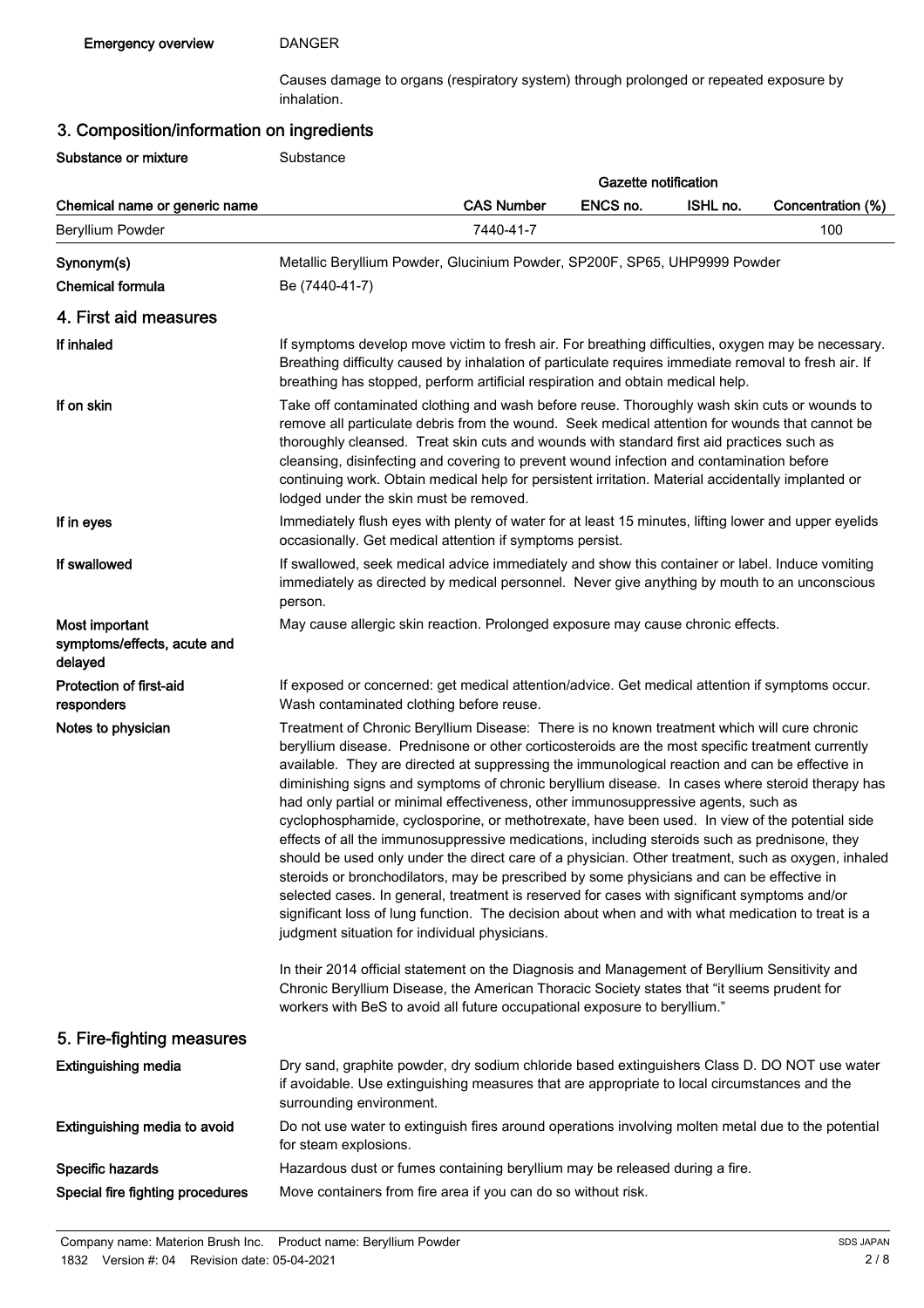**Emergency overview** DANGER

Causes damage to organs (respiratory system) through prolonged or repeated exposure by inhalation.

## 3. Composition/information on ingredients

**Substance or mixture** Substance

| Chemical name or generic name | CAS Number | Gazette notification ENCS no. | ISHL no. | Concentration (%) |
|---|---|---|---|---|
| Beryllium Powder | 7440-41-7 | | | 100 |

**Synonym(s)** Metallic Beryllium Powder, Glucinium Powder, SP200F, SP65, UHP9999 Powder

**Chemical formula** Be (7440-41-7)

## 4. First aid measures

**If inhaled** If symptoms develop move victim to fresh air. For breathing difficulties, oxygen may be necessary. Breathing difficulty caused by inhalation of particulate requires immediate removal to fresh air. If breathing has stopped, perform artificial respiration and obtain medical help.

**If on skin** Take off contaminated clothing and wash before reuse. Thoroughly wash skin cuts or wounds to remove all particulate debris from the wound. Seek medical attention for wounds that cannot be thoroughly cleansed. Treat skin cuts and wounds with standard first aid practices such as cleansing, disinfecting and covering to prevent wound infection and contamination before continuing work. Obtain medical help for persistent irritation. Material accidentally implanted or lodged under the skin must be removed.

**If in eyes** Immediately flush eyes with plenty of water for at least 15 minutes, lifting lower and upper eyelids occasionally. Get medical attention if symptoms persist.

**If swallowed** If swallowed, seek medical advice immediately and show this container or label. Induce vomiting immediately as directed by medical personnel. Never give anything by mouth to an unconscious person.

**Most important symptoms/effects, acute and delayed** May cause allergic skin reaction. Prolonged exposure may cause chronic effects.

**Protection of first-aid responders** If exposed or concerned: get medical attention/advice. Get medical attention if symptoms occur. Wash contaminated clothing before reuse.

**Notes to physician** Treatment of Chronic Beryllium Disease: There is no known treatment which will cure chronic beryllium disease. Prednisone or other corticosteroids are the most specific treatment currently available. They are directed at suppressing the immunological reaction and can be effective in diminishing signs and symptoms of chronic beryllium disease. In cases where steroid therapy has had only partial or minimal effectiveness, other immunosuppressive agents, such as cyclophosphamide, cyclosporine, or methotrexate, have been used. In view of the potential side effects of all the immunosuppressive medications, including steroids such as prednisone, they should be used only under the direct care of a physician. Other treatment, such as oxygen, inhaled steroids or bronchodilators, may be prescribed by some physicians and can be effective in selected cases. In general, treatment is reserved for cases with significant symptoms and/or significant loss of lung function. The decision about when and with what medication to treat is a judgment situation for individual physicians.

In their 2014 official statement on the Diagnosis and Management of Beryllium Sensitivity and Chronic Beryllium Disease, the American Thoracic Society states that "it seems prudent for workers with BeS to avoid all future occupational exposure to beryllium."

## 5. Fire-fighting measures

**Extinguishing media** Dry sand, graphite powder, dry sodium chloride based extinguishers Class D. DO NOT use water if avoidable. Use extinguishing measures that are appropriate to local circumstances and the surrounding environment.

**Extinguishing media to avoid** Do not use water to extinguish fires around operations involving molten metal due to the potential for steam explosions.

**Specific hazards** Hazardous dust or fumes containing beryllium may be released during a fire.

**Special fire fighting procedures** Move containers from fire area if you can do so without risk.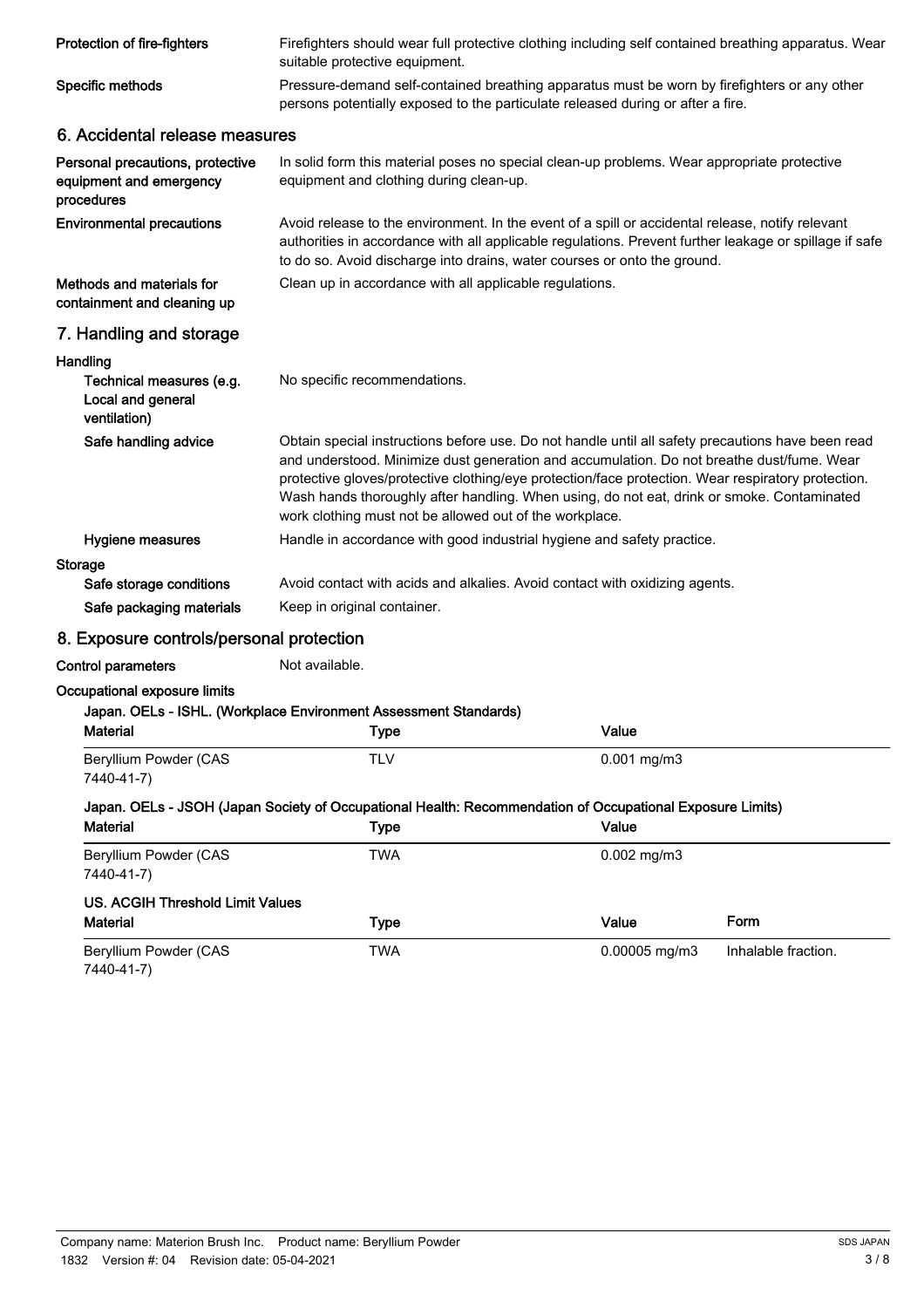| | |
|---|---|
| **Protection of fire-fighters** | Firefighters should wear full protective clothing including self contained breathing apparatus. Wear suitable protective equipment. |
| **Specific methods** | Pressure-demand self-contained breathing apparatus must be worn by firefighters or any other persons potentially exposed to the particulate released during or after a fire. |

## 6. Accidental release measures

| | |
|---|---|
| **Personal precautions, protective equipment and emergency procedures** | In solid form this material poses no special clean-up problems. Wear appropriate protective equipment and clothing during clean-up. |
| **Environmental precautions** | Avoid release to the environment. In the event of a spill or accidental release, notify relevant authorities in accordance with all applicable regulations. Prevent further leakage or spillage if safe to do so. Avoid discharge into drains, water courses or onto the ground. |
| **Methods and materials for containment and cleaning up** | Clean up in accordance with all applicable regulations. |

## 7. Handling and storage

**Handling**

| | |
|---|---|
| **Technical measures (e.g. Local and general ventilation)** | No specific recommendations. |
| **Safe handling advice** | Obtain special instructions before use. Do not handle until all safety precautions have been read and understood. Minimize dust generation and accumulation. Do not breathe dust/fume. Wear protective gloves/protective clothing/eye protection/face protection. Wear respiratory protection. Wash hands thoroughly after handling. When using, do not eat, drink or smoke. Contaminated work clothing must not be allowed out of the workplace. |
| **Hygiene measures** | Handle in accordance with good industrial hygiene and safety practice. |

**Storage**

| | |
|---|---|
| **Safe storage conditions** | Avoid contact with acids and alkalies. Avoid contact with oxidizing agents. |
| **Safe packaging materials** | Keep in original container. |

## 8. Exposure controls/personal protection

**Control parameters** Not available.

**Occupational exposure limits**

**Japan. OELs - ISHL. (Workplace Environment Assessment Standards)**

| Material | Type | Value |
|---|---|---|
| Beryllium Powder (CAS 7440-41-7) | TLV | 0.001 mg/m3 |

**Japan. OELs - JSOH (Japan Society of Occupational Health: Recommendation of Occupational Exposure Limits)**

| Material | Type | Value |
|---|---|---|
| Beryllium Powder (CAS 7440-41-7) | TWA | 0.002 mg/m3 |

**US. ACGIH Threshold Limit Values**

| Material | Type | Value | Form |
|---|---|---|---|
| Beryllium Powder (CAS 7440-41-7) | TWA | 0.00005 mg/m3 | Inhalable fraction. |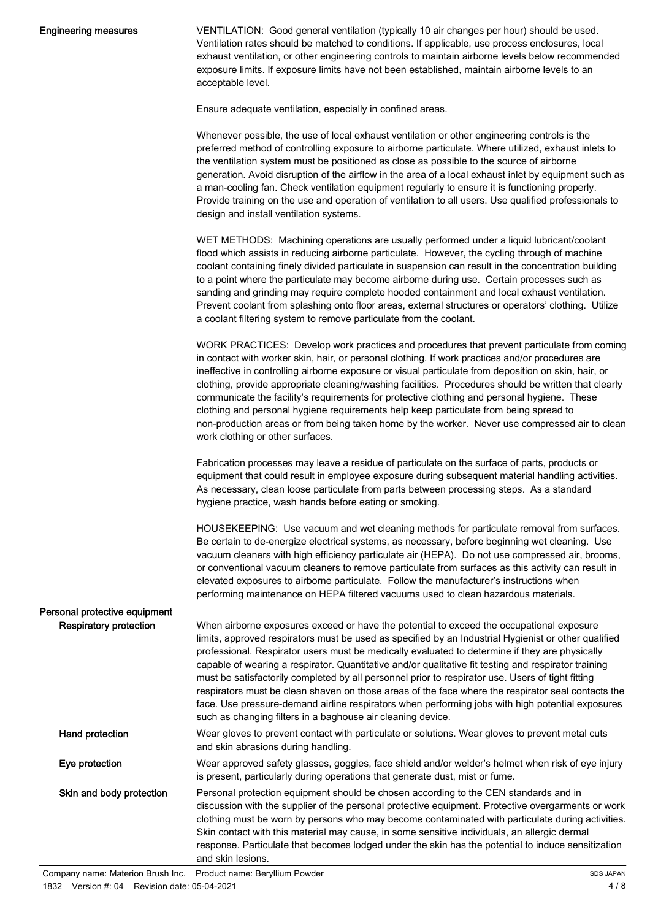**Engineering measures**

VENTILATION: Good general ventilation (typically 10 air changes per hour) should be used. Ventilation rates should be matched to conditions. If applicable, use process enclosures, local exhaust ventilation, or other engineering controls to maintain airborne levels below recommended exposure limits. If exposure limits have not been established, maintain airborne levels to an acceptable level.

Ensure adequate ventilation, especially in confined areas.

Whenever possible, the use of local exhaust ventilation or other engineering controls is the preferred method of controlling exposure to airborne particulate. Where utilized, exhaust inlets to the ventilation system must be positioned as close as possible to the source of airborne generation. Avoid disruption of the airflow in the area of a local exhaust inlet by equipment such as a man-cooling fan. Check ventilation equipment regularly to ensure it is functioning properly. Provide training on the use and operation of ventilation to all users. Use qualified professionals to design and install ventilation systems.

WET METHODS: Machining operations are usually performed under a liquid lubricant/coolant flood which assists in reducing airborne particulate. However, the cycling through of machine coolant containing finely divided particulate in suspension can result in the concentration building to a point where the particulate may become airborne during use. Certain processes such as sanding and grinding may require complete hooded containment and local exhaust ventilation. Prevent coolant from splashing onto floor areas, external structures or operators' clothing. Utilize a coolant filtering system to remove particulate from the coolant.

WORK PRACTICES: Develop work practices and procedures that prevent particulate from coming in contact with worker skin, hair, or personal clothing. If work practices and/or procedures are ineffective in controlling airborne exposure or visual particulate from deposition on skin, hair, or clothing, provide appropriate cleaning/washing facilities. Procedures should be written that clearly communicate the facility's requirements for protective clothing and personal hygiene. These clothing and personal hygiene requirements help keep particulate from being spread to non-production areas or from being taken home by the worker. Never use compressed air to clean work clothing or other surfaces.

Fabrication processes may leave a residue of particulate on the surface of parts, products or equipment that could result in employee exposure during subsequent material handling activities. As necessary, clean loose particulate from parts between processing steps. As a standard hygiene practice, wash hands before eating or smoking.

HOUSEKEEPING: Use vacuum and wet cleaning methods for particulate removal from surfaces. Be certain to de-energize electrical systems, as necessary, before beginning wet cleaning. Use vacuum cleaners with high efficiency particulate air (HEPA). Do not use compressed air, brooms, or conventional vacuum cleaners to remove particulate from surfaces as this activity can result in elevated exposures to airborne particulate. Follow the manufacturer's instructions when performing maintenance on HEPA filtered vacuums used to clean hazardous materials.

**Personal protective equipment**

**Respiratory protection**

When airborne exposures exceed or have the potential to exceed the occupational exposure limits, approved respirators must be used as specified by an Industrial Hygienist or other qualified professional. Respirator users must be medically evaluated to determine if they are physically capable of wearing a respirator. Quantitative and/or qualitative fit testing and respirator training must be satisfactorily completed by all personnel prior to respirator use. Users of tight fitting respirators must be clean shaven on those areas of the face where the respirator seal contacts the face. Use pressure-demand airline respirators when performing jobs with high potential exposures such as changing filters in a baghouse air cleaning device.

**Hand protection**

Wear gloves to prevent contact with particulate or solutions. Wear gloves to prevent metal cuts and skin abrasions during handling.

**Eye protection**

Wear approved safety glasses, goggles, face shield and/or welder's helmet when risk of eye injury is present, particularly during operations that generate dust, mist or fume.

**Skin and body protection**

Personal protection equipment should be chosen according to the CEN standards and in discussion with the supplier of the personal protective equipment. Protective overgarments or work clothing must be worn by persons who may become contaminated with particulate during activities. Skin contact with this material may cause, in some sensitive individuals, an allergic dermal response. Particulate that becomes lodged under the skin has the potential to induce sensitization and skin lesions.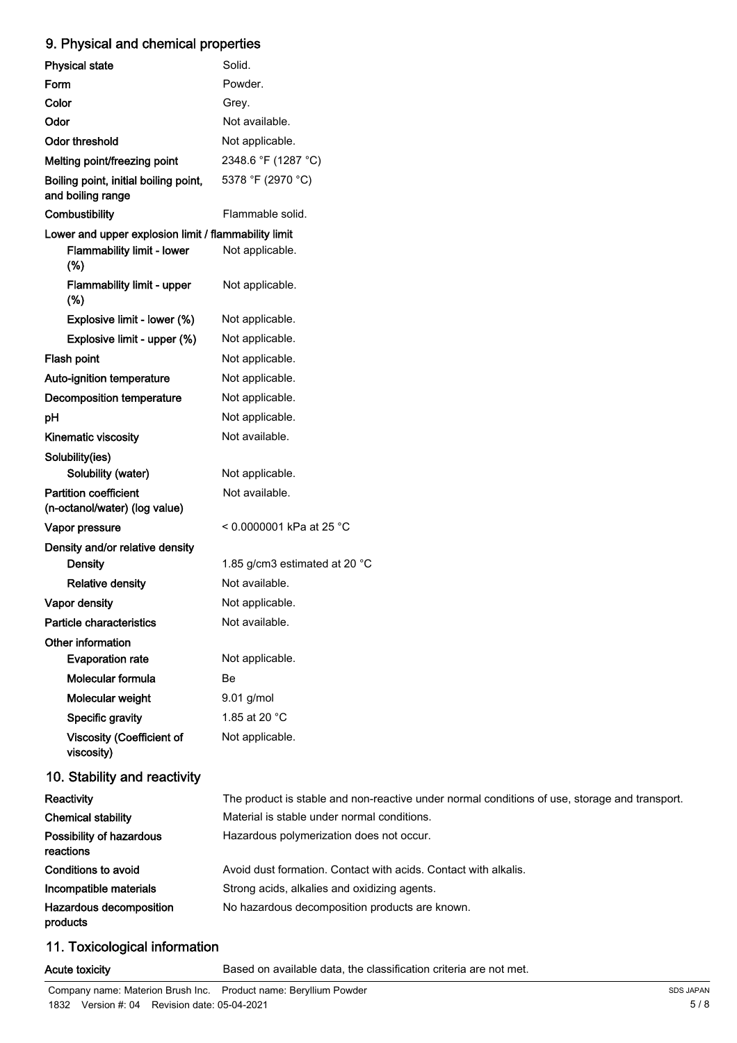## 9. Physical and chemical properties

| | |
|---|---|
| **Physical state** | Solid. |
| **Form** | Powder. |
| **Color** | Grey. |
| **Odor** | Not available. |
| **Odor threshold** | Not applicable. |
| **Melting point/freezing point** | 2348.6 °F (1287 °C) |
| **Boiling point, initial boiling point, and boiling range** | 5378 °F (2970 °C) |
| **Combustibility** | Flammable solid. |
| **Lower and upper explosion limit / flammability limit** | |
| Flammability limit - lower (%) | Not applicable. |
| Flammability limit - upper (%) | Not applicable. |
| Explosive limit - lower (%) | Not applicable. |
| Explosive limit - upper (%) | Not applicable. |
| **Flash point** | Not applicable. |
| **Auto-ignition temperature** | Not applicable. |
| **Decomposition temperature** | Not applicable. |
| **pH** | Not applicable. |
| **Kinematic viscosity** | Not available. |
| **Solubility(ies)** | |
| Solubility (water) | Not applicable. |
| **Partition coefficient (n-octanol/water) (log value)** | Not available. |
| **Vapor pressure** | < 0.0000001 kPa at 25 °C |
| **Density and/or relative density** | |
| Density | 1.85 g/cm3 estimated at 20 °C |
| Relative density | Not available. |
| **Vapor density** | Not applicable. |
| **Particle characteristics** | Not available. |
| **Other information** | |
| Evaporation rate | Not applicable. |
| Molecular formula | Be |
| Molecular weight | 9.01 g/mol |
| Specific gravity | 1.85 at 20 °C |
| Viscosity (Coefficient of viscosity) | Not applicable. |

## 10. Stability and reactivity

| | |
|---|---|
| **Reactivity** | The product is stable and non-reactive under normal conditions of use, storage and transport. |
| **Chemical stability** | Material is stable under normal conditions. |
| **Possibility of hazardous reactions** | Hazardous polymerization does not occur. |
| **Conditions to avoid** | Avoid dust formation. Contact with acids. Contact with alkalis. |
| **Incompatible materials** | Strong acids, alkalies and oxidizing agents. |
| **Hazardous decomposition products** | No hazardous decomposition products are known. |

## 11. Toxicological information

| | |
|---|---|
| **Acute toxicity** | Based on available data, the classification criteria are not met. |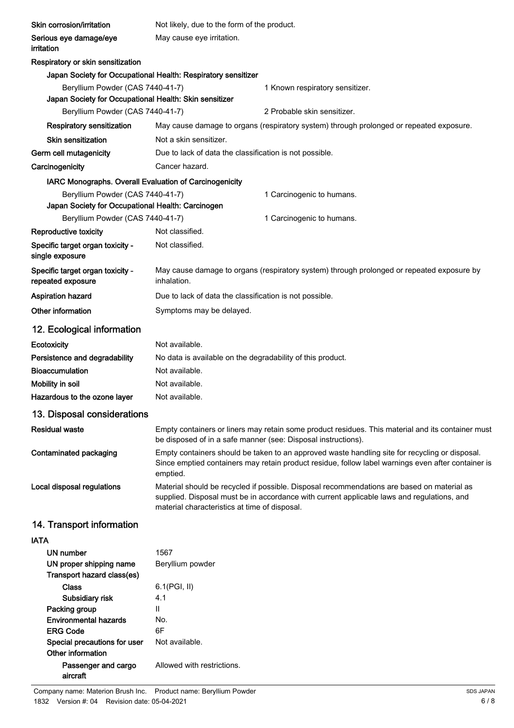**Skin corrosion/irritation** Not likely, due to the form of the product.

**Serious eye damage/eye irritation** May cause eye irritation.

**Respiratory or skin sensitization**

**Japan Society for Occupational Health: Respiratory sensitizer**

| | |
|---|---|
| Beryllium Powder (CAS 7440-41-7) | 1 Known respiratory sensitizer. |

**Japan Society for Occupational Health: Skin sensitizer**

| | |
|---|---|
| Beryllium Powder (CAS 7440-41-7) | 2 Probable skin sensitizer. |

**Respiratory sensitization** May cause damage to organs (respiratory system) through prolonged or repeated exposure.

**Skin sensitization** Not a skin sensitizer.

**Germ cell mutagenicity** Due to lack of data the classification is not possible.

**Carcinogenicity** Cancer hazard.

**IARC Monographs. Overall Evaluation of Carcinogenicity**

| | |
|---|---|
| Beryllium Powder (CAS 7440-41-7) | 1 Carcinogenic to humans. |

**Japan Society for Occupational Health: Carcinogen**

| | |
|---|---|
| Beryllium Powder (CAS 7440-41-7) | 1 Carcinogenic to humans. |

**Reproductive toxicity** Not classified.

**Specific target organ toxicity - single exposure** Not classified.

**Specific target organ toxicity - repeated exposure** May cause damage to organs (respiratory system) through prolonged or repeated exposure by inhalation.

**Aspiration hazard** Due to lack of data the classification is not possible.

**Other information** Symptoms may be delayed.

## 12. Ecological information

**Ecotoxicity** Not available.

**Persistence and degradability** No data is available on the degradability of this product.

**Bioaccumulation** Not available.

**Mobility in soil** Not available.

**Hazardous to the ozone layer** Not available.

## 13. Disposal considerations

**Residual waste** Empty containers or liners may retain some product residues. This material and its container must be disposed of in a safe manner (see: Disposal instructions).

**Contaminated packaging** Empty containers should be taken to an approved waste handling site for recycling or disposal. Since emptied containers may retain product residue, follow label warnings even after container is emptied.

**Local disposal regulations** Material should be recycled if possible. Disposal recommendations are based on material as supplied. Disposal must be in accordance with current applicable laws and regulations, and material characteristics at time of disposal.

## 14. Transport information

**IATA**

| | |
|---|---|
| **UN number** | 1567 |
| **UN proper shipping name** | Beryllium powder |
| **Transport hazard class(es)** | |
| **Class** | 6.1(PGI, II) |
| **Subsidiary risk** | 4.1 |
| **Packing group** | II |
| **Environmental hazards** | No. |
| **ERG Code** | 6F |
| **Special precautions for user** | Not available. |
| **Other information** | |
| **Passenger and cargo aircraft** | Allowed with restrictions. |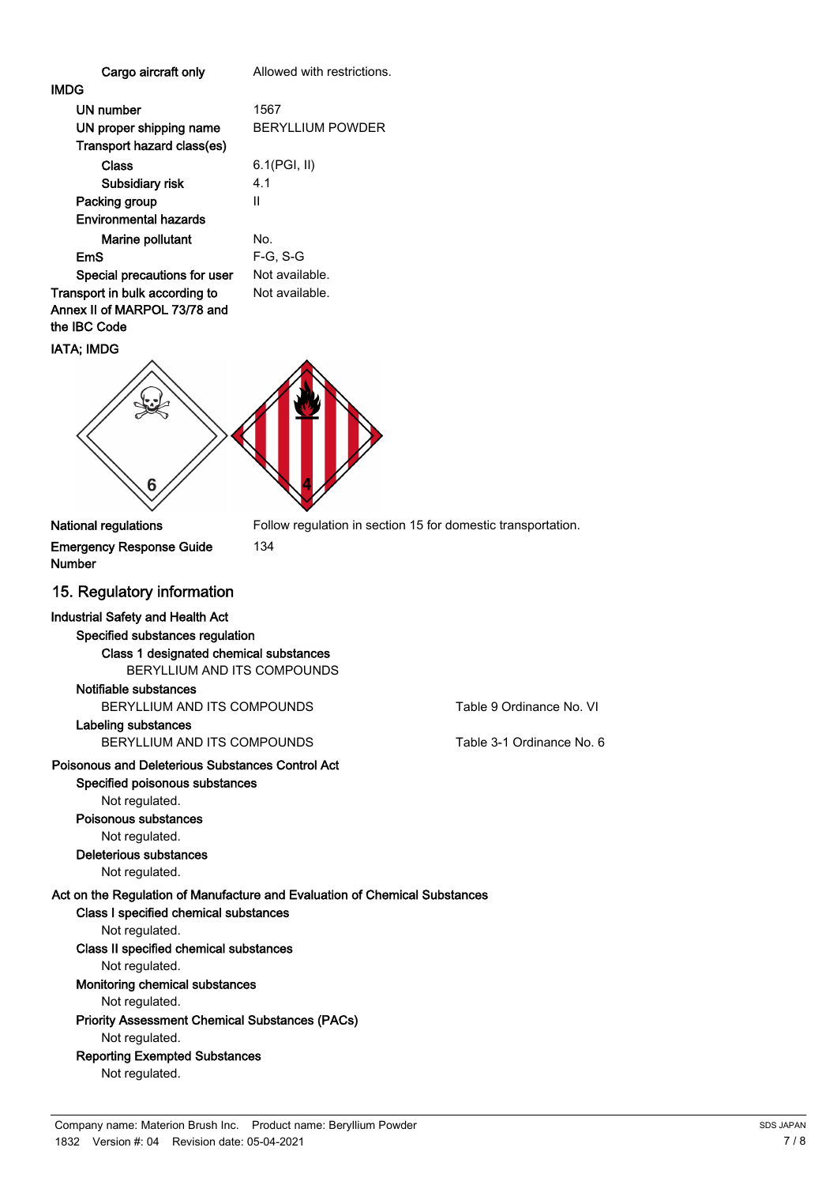**Cargo aircraft only** Allowed with restrictions.

**IMDG**

| | |
|---|---|
| **UN number** | 1567 |
| **UN proper shipping name** | BERYLLIUM POWDER |
| **Transport hazard class(es)** | |
| **Class** | 6.1(PGI, II) |
| **Subsidiary risk** | 4.1 |
| **Packing group** | II |
| **Environmental hazards** | |
| **Marine pollutant** | No. |
| **EmS** | F-G, S-G |
| **Special precautions for user** | Not available. |
| **Transport in bulk according to Annex II of MARPOL 73/78 and the IBC Code** | Not available. |

**IATA; IMDG**

| | |
|---|---|
| **National regulations** | Follow regulation in section 15 for domestic transportation. |
| **Emergency Response Guide Number** | 134 |

## 15. Regulatory information

**Industrial Safety and Health Act**

**Specified substances regulation**

**Class 1 designated chemical substances**

BERYLLIUM AND ITS COMPOUNDS

**Notifiable substances**

BERYLLIUM AND ITS COMPOUNDS — Table 9 Ordinance No. VI

**Labeling substances**

BERYLLIUM AND ITS COMPOUNDS — Table 3-1 Ordinance No. 6

**Poisonous and Deleterious Substances Control Act**

**Specified poisonous substances**

Not regulated.

**Poisonous substances**

Not regulated.

**Deleterious substances**

Not regulated.

**Act on the Regulation of Manufacture and Evaluation of Chemical Substances**

**Class I specified chemical substances**

Not regulated.

**Class II specified chemical substances**

Not regulated.

**Monitoring chemical substances**

Not regulated.

**Priority Assessment Chemical Substances (PACs)**

Not regulated.

**Reporting Exempted Substances**

Not regulated.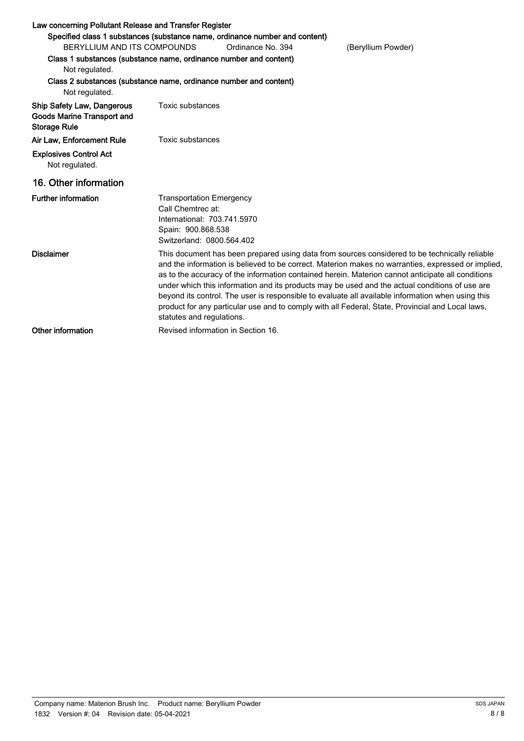**Law concerning Pollutant Release and Transfer Register**

**Specified class 1 substances (substance name, ordinance number and content)**

BERYLLIUM AND ITS COMPOUNDS    Ordinance No. 394    (Beryllium Powder)

**Class 1 substances (substance name, ordinance number and content)**

Not regulated.

**Class 2 substances (substance name, ordinance number and content)**

Not regulated.

**Ship Safety Law, Dangerous Goods Marine Transport and Storage Rule**

Toxic substances

**Air Law, Enforcement Rule**

Toxic substances

**Explosives Control Act**

Not regulated.

## 16. Other information

**Further information**

Transportation Emergency
Call Chemtrec at:
International: 703.741.5970
Spain: 900.868.538
Switzerland: 0800.564.402

**Disclaimer**

This document has been prepared using data from sources considered to be technically reliable and the information is believed to be correct. Materion makes no warranties, expressed or implied, as to the accuracy of the information contained herein. Materion cannot anticipate all conditions under which this information and its products may be used and the actual conditions of use are beyond its control. The user is responsible to evaluate all available information when using this product for any particular use and to comply with all Federal, State, Provincial and Local laws, statutes and regulations.

**Other information**

Revised information in Section 16.